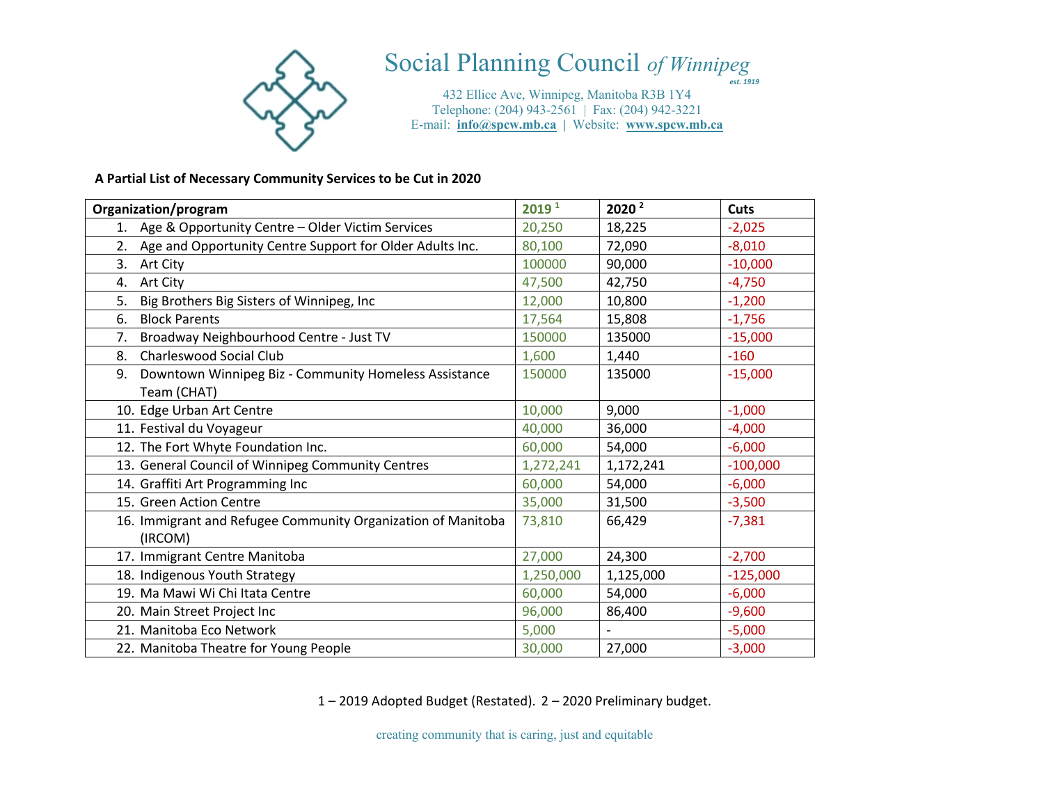# Social Planning Council *of Winnipeg*

*est. 1919*

432 Ellice Ave, Winnipeg, Manitoba R3B 1Y4
Telephone: (204) 943-2561 | Fax: (204) 942-3221
E-mail: **info@spcw.mb.ca** | Website: **www.spcw.mb.ca**

**A Partial List of Necessary Community Services to be Cut in 2020**

| Organization/program | 2019 [1] | 2020 [2] | Cuts |
|---|---|---|---|
| 1. Age & Opportunity Centre – Older Victim Services | 20,250 | 18,225 | -2,025 |
| 2. Age and Opportunity Centre Support for Older Adults Inc. | 80,100 | 72,090 | -8,010 |
| 3. Art City | 100000 | 90,000 | -10,000 |
| 4. Art City | 47,500 | 42,750 | -4,750 |
| 5. Big Brothers Big Sisters of Winnipeg, Inc | 12,000 | 10,800 | -1,200 |
| 6. Block Parents | 17,564 | 15,808 | -1,756 |
| 7. Broadway Neighbourhood Centre - Just TV | 150000 | 135000 | -15,000 |
| 8. Charleswood Social Club | 1,600 | 1,440 | -160 |
| 9. Downtown Winnipeg Biz - Community Homeless Assistance Team (CHAT) | 150000 | 135000 | -15,000 |
| 10. Edge Urban Art Centre | 10,000 | 9,000 | -1,000 |
| 11. Festival du Voyageur | 40,000 | 36,000 | -4,000 |
| 12. The Fort Whyte Foundation Inc. | 60,000 | 54,000 | -6,000 |
| 13. General Council of Winnipeg Community Centres | 1,272,241 | 1,172,241 | -100,000 |
| 14. Graffiti Art Programming Inc | 60,000 | 54,000 | -6,000 |
| 15. Green Action Centre | 35,000 | 31,500 | -3,500 |
| 16. Immigrant and Refugee Community Organization of Manitoba (IRCOM) | 73,810 | 66,429 | -7,381 |
| 17. Immigrant Centre Manitoba | 27,000 | 24,300 | -2,700 |
| 18. Indigenous Youth Strategy | 1,250,000 | 1,125,000 | -125,000 |
| 19. Ma Mawi Wi Chi Itata Centre | 60,000 | 54,000 | -6,000 |
| 20. Main Street Project Inc | 96,000 | 86,400 | -9,600 |
| 21. Manitoba Eco Network | 5,000 | - | -5,000 |
| 22. Manitoba Theatre for Young People | 30,000 | 27,000 | -3,000 |

1 – 2019 Adopted Budget (Restated). 2 – 2020 Preliminary budget.

creating community that is caring, just and equitable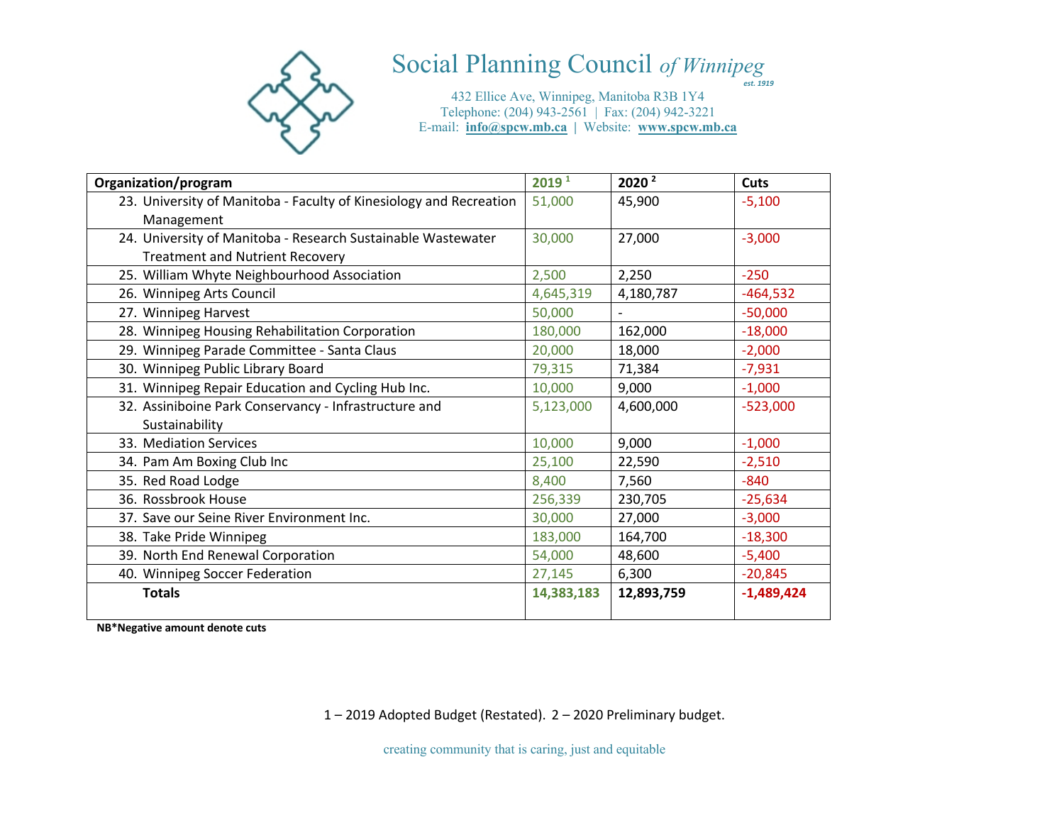# Social Planning Council *of Winnipeg*

*est. 1919*

432 Ellice Ave, Winnipeg, Manitoba R3B 1Y4
Telephone: (204) 943-2561 | Fax: (204) 942-3221
E-mail: **info@spcw.mb.ca** | Website: **www.spcw.mb.ca**

| Organization/program | 2019 [1] | 2020 [2] | Cuts |
|---|---|---|---|
| 23. University of Manitoba - Faculty of Kinesiology and Recreation Management | 51,000 | 45,900 | -5,100 |
| 24. University of Manitoba - Research Sustainable Wastewater Treatment and Nutrient Recovery | 30,000 | 27,000 | -3,000 |
| 25. William Whyte Neighbourhood Association | 2,500 | 2,250 | -250 |
| 26. Winnipeg Arts Council | 4,645,319 | 4,180,787 | -464,532 |
| 27. Winnipeg Harvest | 50,000 | - | -50,000 |
| 28. Winnipeg Housing Rehabilitation Corporation | 180,000 | 162,000 | -18,000 |
| 29. Winnipeg Parade Committee - Santa Claus | 20,000 | 18,000 | -2,000 |
| 30. Winnipeg Public Library Board | 79,315 | 71,384 | -7,931 |
| 31. Winnipeg Repair Education and Cycling Hub Inc. | 10,000 | 9,000 | -1,000 |
| 32. Assiniboine Park Conservancy - Infrastructure and Sustainability | 5,123,000 | 4,600,000 | -523,000 |
| 33. Mediation Services | 10,000 | 9,000 | -1,000 |
| 34. Pam Am Boxing Club Inc | 25,100 | 22,590 | -2,510 |
| 35. Red Road Lodge | 8,400 | 7,560 | -840 |
| 36. Rossbrook House | 256,339 | 230,705 | -25,634 |
| 37. Save our Seine River Environment Inc. | 30,000 | 27,000 | -3,000 |
| 38. Take Pride Winnipeg | 183,000 | 164,700 | -18,300 |
| 39. North End Renewal Corporation | 54,000 | 48,600 | -5,400 |
| 40. Winnipeg Soccer Federation | 27,145 | 6,300 | -20,845 |
| **Totals** | **14,383,183** | **12,893,759** | **-1,489,424** |

**NB*Negative amount denote cuts**

1 – 2019 Adopted Budget (Restated). 2 – 2020 Preliminary budget.

creating community that is caring, just and equitable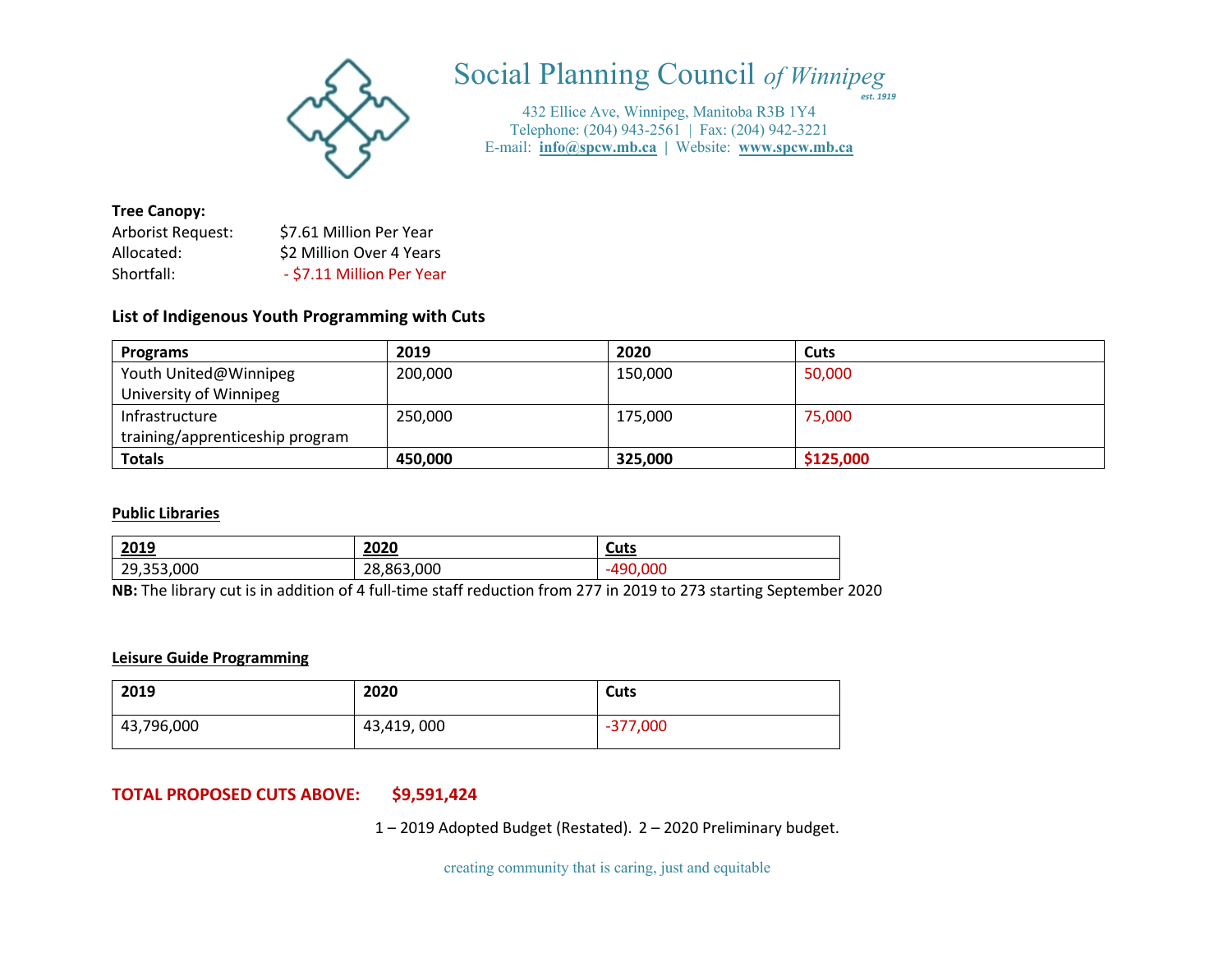# Social Planning Council *of Winnipeg*

*est. 1919*

432 Ellice Ave, Winnipeg, Manitoba R3B 1Y4
Telephone: (204) 943-2561 | Fax: (204) 942-3221
E-mail: **info@spcw.mb.ca** | Website: **www.spcw.mb.ca**

**Tree Canopy:**

| | |
|---|---|
| Arborist Request: | $7.61 Million Per Year |
| Allocated: | $2 Million Over 4 Years |
| Shortfall: | - $7.11 Million Per Year |

### List of Indigenous Youth Programming with Cuts

| Programs | 2019 | 2020 | Cuts |
|---|---|---|---|
| Youth United@Winnipeg University of Winnipeg | 200,000 | 150,000 | 50,000 |
| Infrastructure training/apprenticeship program | 250,000 | 175,000 | 75,000 |
| **Totals** | **450,000** | **325,000** | **$125,000** |

**Public Libraries**

| 2019 | 2020 | Cuts |
|---|---|---|
| 29,353,000 | 28,863,000 | -490,000 |

**NB:** The library cut is in addition of 4 full-time staff reduction from 277 in 2019 to 273 starting September 2020

**Leisure Guide Programming**

| 2019 | 2020 | Cuts |
|---|---|---|
| 43,796,000 | 43,419, 000 | -377,000 |

**TOTAL PROPOSED CUTS ABOVE: $9,591,424**

1 – 2019 Adopted Budget (Restated). 2 – 2020 Preliminary budget.

creating community that is caring, just and equitable